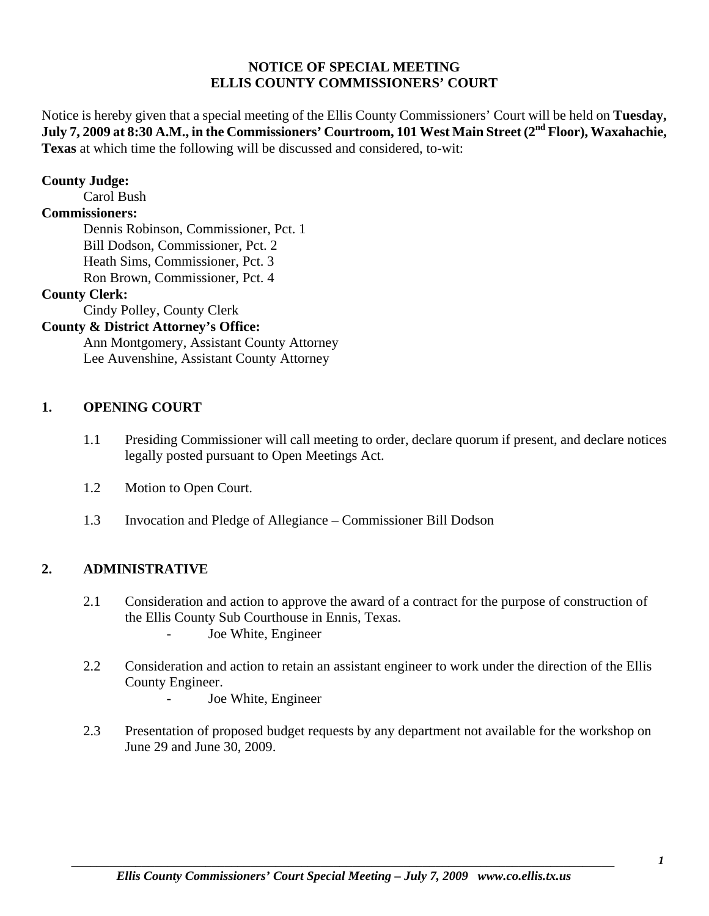# NOTICE OF SPECIAL MEETING
# ELLIS COUNTY COMMISSIONERS' COURT

Notice is hereby given that a special meeting of the Ellis County Commissioners' Court will be held on **Tuesday, July 7, 2009 at 8:30 A.M., in the Commissioners' Courtroom, 101 West Main Street (2nd Floor), Waxahachie, Texas** at which time the following will be discussed and considered, to-wit:

**County Judge:**
Carol Bush

**Commissioners:**
Dennis Robinson, Commissioner, Pct. 1
Bill Dodson, Commissioner, Pct. 2
Heath Sims, Commissioner, Pct. 3
Ron Brown, Commissioner, Pct. 4

**County Clerk:**
Cindy Polley, County Clerk

**County & District Attorney's Office:**
Ann Montgomery, Assistant County Attorney
Lee Auvenshine, Assistant County Attorney

## 1. OPENING COURT

1.1 Presiding Commissioner will call meeting to order, declare quorum if present, and declare notices legally posted pursuant to Open Meetings Act.

1.2 Motion to Open Court.

1.3 Invocation and Pledge of Allegiance – Commissioner Bill Dodson

## 2. ADMINISTRATIVE

2.1 Consideration and action to approve the award of a contract for the purpose of construction of the Ellis County Sub Courthouse in Ennis, Texas.
- Joe White, Engineer

2.2 Consideration and action to retain an assistant engineer to work under the direction of the Ellis County Engineer.
- Joe White, Engineer

2.3 Presentation of proposed budget requests by any department not available for the workshop on June 29 and June 30, 2009.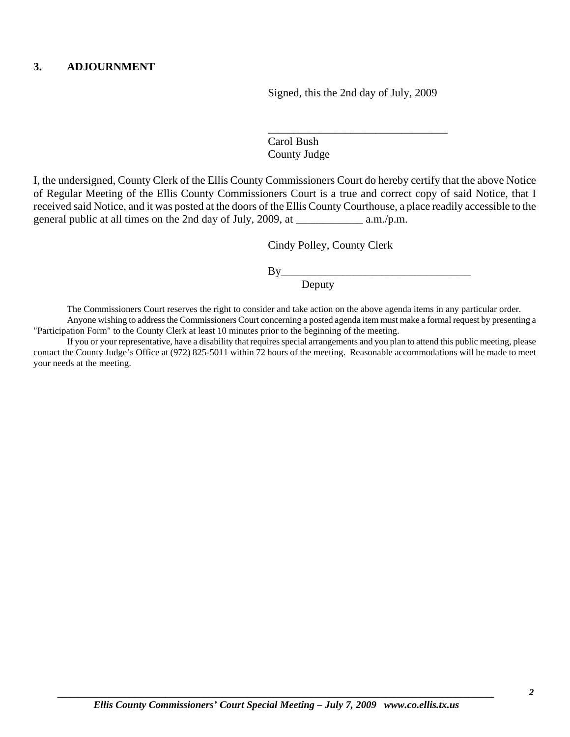**3. ADJOURNMENT**

Signed, this the 2nd day of July, 2009

\_\_\_\_\_\_\_\_\_\_\_\_\_\_\_\_\_\_\_\_\_\_\_\_\_\_\_\_\_\_\_\_\_

Carol Bush
County Judge

I, the undersigned, County Clerk of the Ellis County Commissioners Court do hereby certify that the above Notice of Regular Meeting of the Ellis County Commissioners Court is a true and correct copy of said Notice, that I received said Notice, and it was posted at the doors of the Ellis County Courthouse, a place readily accessible to the general public at all times on the 2nd day of July, 2009, at \_\_\_\_\_\_\_\_\_\_\_\_ a.m./p.m.

Cindy Polley, County Clerk

By\_\_\_\_\_\_\_\_\_\_\_\_\_\_\_\_\_\_\_\_\_\_\_\_\_\_\_\_\_\_\_\_\_\_
Deputy

The Commissioners Court reserves the right to consider and take action on the above agenda items in any particular order.

Anyone wishing to address the Commissioners Court concerning a posted agenda item must make a formal request by presenting a "Participation Form" to the County Clerk at least 10 minutes prior to the beginning of the meeting.

If you or your representative, have a disability that requires special arrangements and you plan to attend this public meeting, please contact the County Judge's Office at (972) 825-5011 within 72 hours of the meeting. Reasonable accommodations will be made to meet your needs at the meeting.